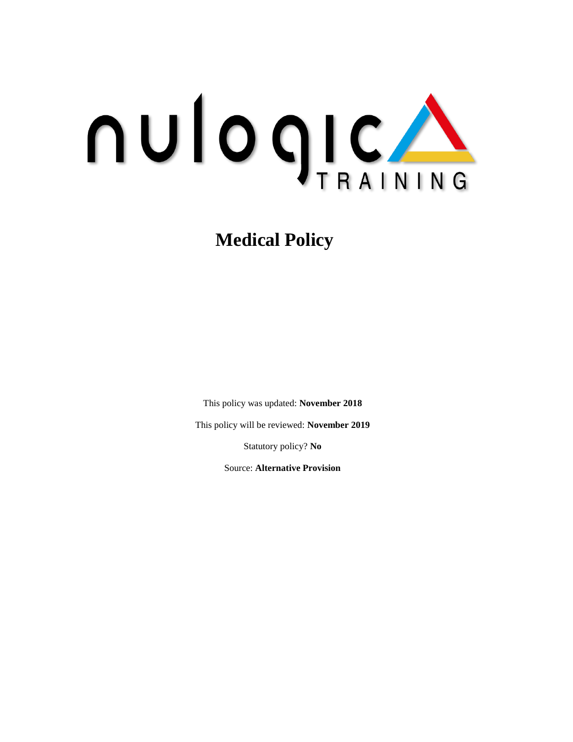nulogic TRAINING

# Medical Policy

This policy was updated: **November 2018**

This policy will be reviewed: **November 2019**

Statutory policy? **No**

Source: **Alternative Provision**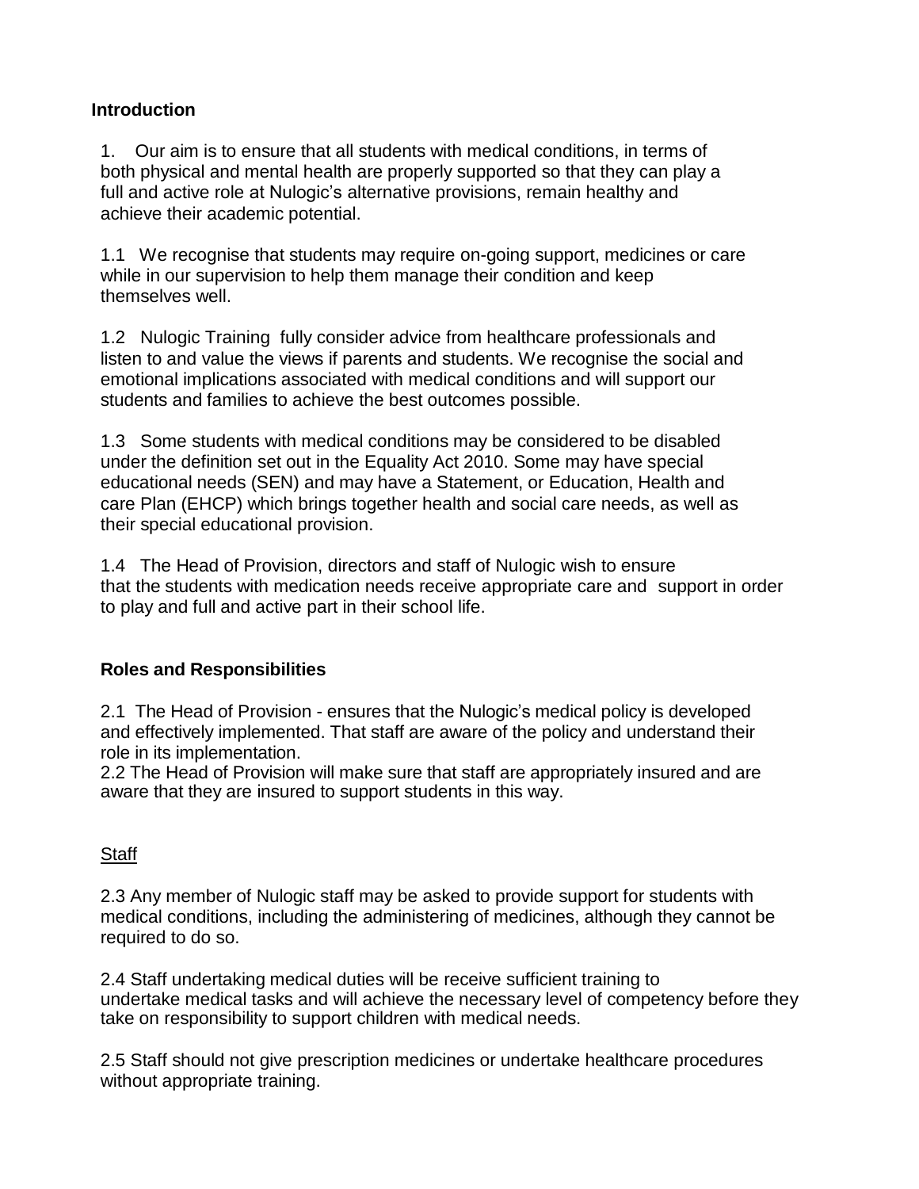## Introduction

1. Our aim is to ensure that all students with medical conditions, in terms of both physical and mental health are properly supported so that they can play a full and active role at Nulogic's alternative provisions, remain healthy and achieve their academic potential.

1.1 We recognise that students may require on-going support, medicines or care while in our supervision to help them manage their condition and keep themselves well.

1.2 Nulogic Training fully consider advice from healthcare professionals and listen to and value the views if parents and students. We recognise the social and emotional implications associated with medical conditions and will support our students and families to achieve the best outcomes possible.

1.3 Some students with medical conditions may be considered to be disabled under the definition set out in the Equality Act 2010. Some may have special educational needs (SEN) and may have a Statement, or Education, Health and care Plan (EHCP) which brings together health and social care needs, as well as their special educational provision.

1.4 The Head of Provision, directors and staff of Nulogic wish to ensure that the students with medication needs receive appropriate care and support in order to play and full and active part in their school life.

## Roles and Responsibilities

2.1 The Head of Provision - ensures that the Nulogic's medical policy is developed and effectively implemented. That staff are aware of the policy and understand their role in its implementation.
2.2 The Head of Provision will make sure that staff are appropriately insured and are aware that they are insured to support students in this way.

### Staff

2.3 Any member of Nulogic staff may be asked to provide support for students with medical conditions, including the administering of medicines, although they cannot be required to do so.

2.4 Staff undertaking medical duties will be receive sufficient training to undertake medical tasks and will achieve the necessary level of competency before they take on responsibility to support children with medical needs.

2.5 Staff should not give prescription medicines or undertake healthcare procedures without appropriate training.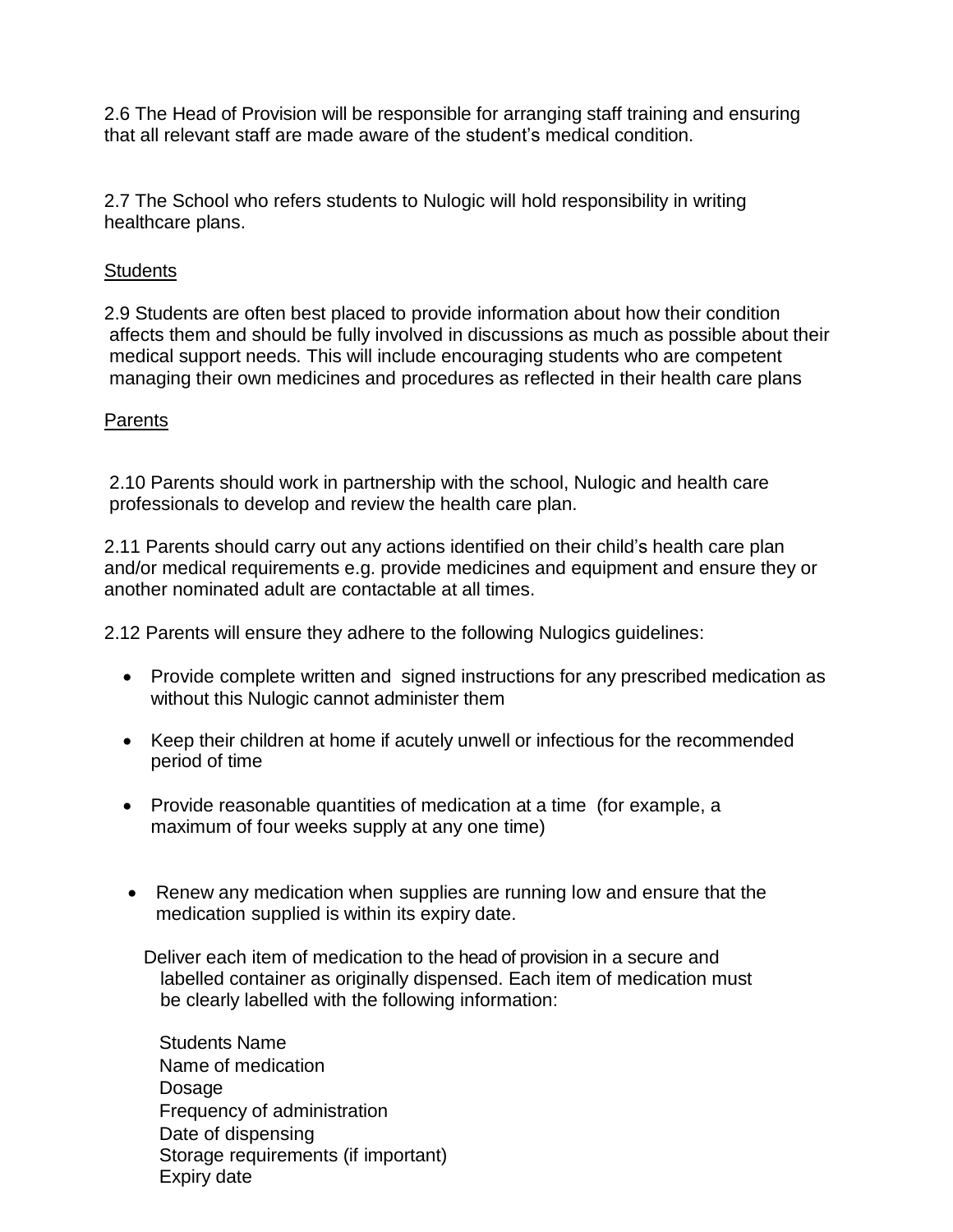2.6 The Head of Provision will be responsible for arranging staff training and ensuring that all relevant staff are made aware of the student's medical condition.

2.7 The School who refers students to Nulogic will hold responsibility in writing healthcare plans.

Students

2.9 Students are often best placed to provide information about how their condition affects them and should be fully involved in discussions as much as possible about their medical support needs. This will include encouraging students who are competent managing their own medicines and procedures as reflected in their health care plans

Parents

2.10 Parents should work in partnership with the school, Nulogic and health care professionals to develop and review the health care plan.

2.11 Parents should carry out any actions identified on their child's health care plan and/or medical requirements e.g. provide medicines and equipment and ensure they or another nominated adult are contactable at all times.

2.12 Parents will ensure they adhere to the following Nulogics guidelines:

- Provide complete written and signed instructions for any prescribed medication as without this Nulogic cannot administer them
- Keep their children at home if acutely unwell or infectious for the recommended period of time
- Provide reasonable quantities of medication at a time (for example, a maximum of four weeks supply at any one time)
- Renew any medication when supplies are running low and ensure that the medication supplied is within its expiry date.

  Deliver each item of medication to the head of provision in a secure and labelled container as originally dispensed. Each item of medication must be clearly labelled with the following information:

  Students Name
  Name of medication
  Dosage
  Frequency of administration
  Date of dispensing
  Storage requirements (if important)
  Expiry date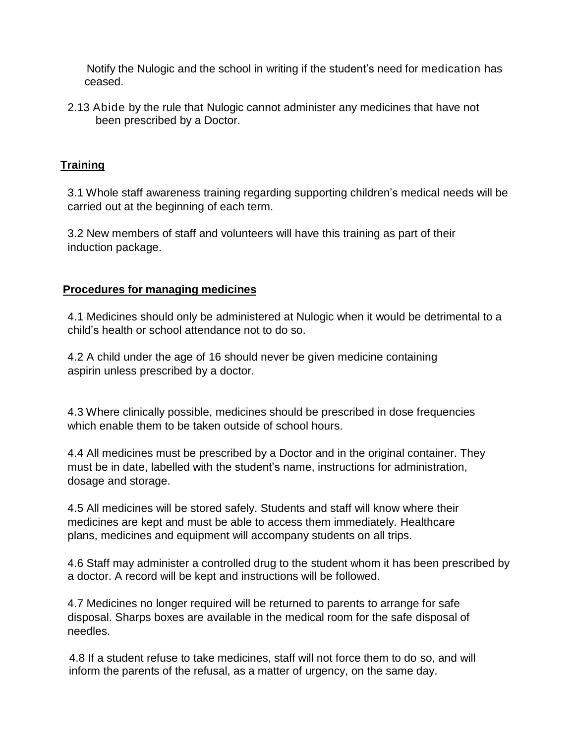Notify the Nulogic and the school in writing if the student's need for medication has ceased.

2.13 Abide by the rule that Nulogic cannot administer any medicines that have not been prescribed by a Doctor.

## Training

3.1 Whole staff awareness training regarding supporting children's medical needs will be carried out at the beginning of each term.

3.2 New members of staff and volunteers will have this training as part of their induction package.

## Procedures for managing medicines

4.1 Medicines should only be administered at Nulogic when it would be detrimental to a child's health or school attendance not to do so.

4.2 A child under the age of 16 should never be given medicine containing aspirin unless prescribed by a doctor.

4.3 Where clinically possible, medicines should be prescribed in dose frequencies which enable them to be taken outside of school hours.

4.4 All medicines must be prescribed by a Doctor and in the original container. They must be in date, labelled with the student's name, instructions for administration, dosage and storage.

4.5 All medicines will be stored safely. Students and staff will know where their medicines are kept and must be able to access them immediately. Healthcare plans, medicines and equipment will accompany students on all trips.

4.6 Staff may administer a controlled drug to the student whom it has been prescribed by a doctor. A record will be kept and instructions will be followed.

4.7 Medicines no longer required will be returned to parents to arrange for safe disposal. Sharps boxes are available in the medical room for the safe disposal of needles.

4.8 If a student refuse to take medicines, staff will not force them to do so, and will inform the parents of the refusal, as a matter of urgency, on the same day.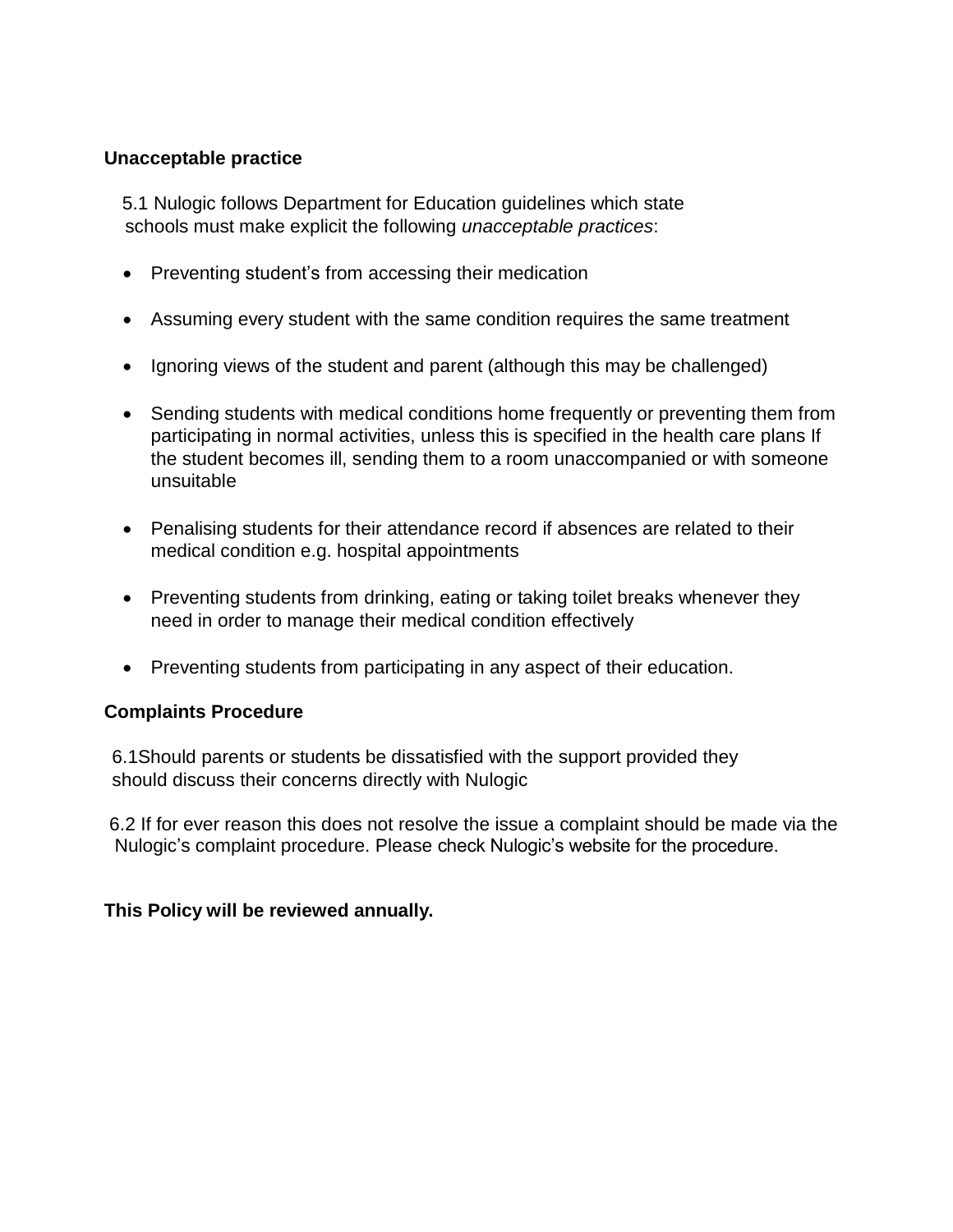**Unacceptable practice**

5.1 Nulogic follows Department for Education guidelines which state schools must make explicit the following *unacceptable practices*:

- Preventing student's from accessing their medication
- Assuming every student with the same condition requires the same treatment
- Ignoring views of the student and parent (although this may be challenged)
- Sending students with medical conditions home frequently or preventing them from participating in normal activities, unless this is specified in the health care plans If the student becomes ill, sending them to a room unaccompanied or with someone unsuitable
- Penalising students for their attendance record if absences are related to their medical condition e.g. hospital appointments
- Preventing students from drinking, eating or taking toilet breaks whenever they need in order to manage their medical condition effectively
- Preventing students from participating in any aspect of their education.

**Complaints Procedure**

6.1Should parents or students be dissatisfied with the support provided they should discuss their concerns directly with Nulogic

6.2 If for ever reason this does not resolve the issue a complaint should be made via the Nulogic's complaint procedure. Please check Nulogic's website for the procedure.

**This Policy will be reviewed annually.**